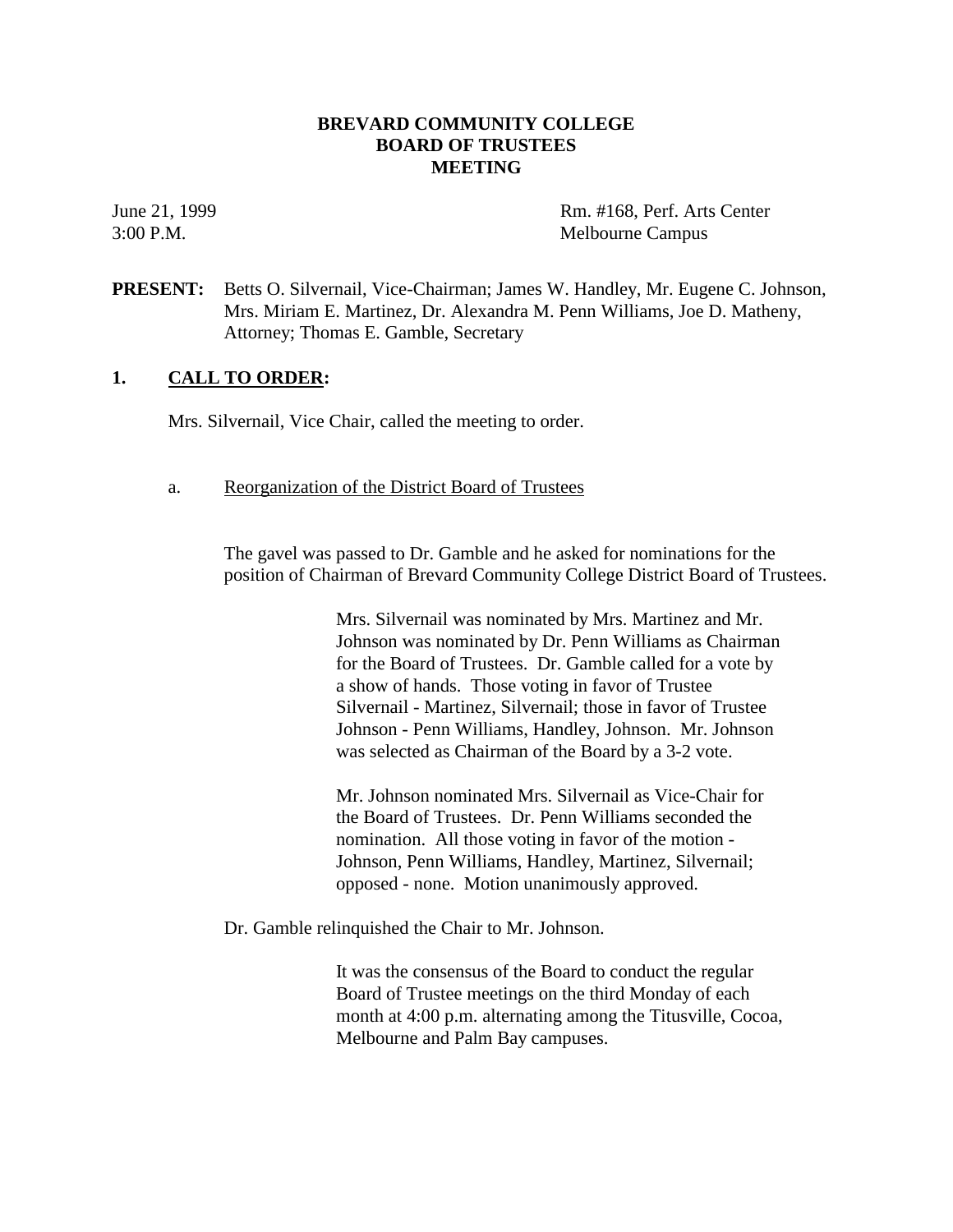# BREVARD COMMUNITY COLLEGE
# BOARD OF TRUSTEES
# MEETING

June 21, 1999
3:00 P.M.

Rm. #168, Perf. Arts Center
Melbourne Campus

**PRESENT:** Betts O. Silvernail, Vice-Chairman; James W. Handley, Mr. Eugene C. Johnson, Mrs. Miriam E. Martinez, Dr. Alexandra M. Penn Williams, Joe D. Matheny, Attorney; Thomas E. Gamble, Secretary

## 1. CALL TO ORDER:

Mrs. Silvernail, Vice Chair, called the meeting to order.

a. Reorganization of the District Board of Trustees

The gavel was passed to Dr. Gamble and he asked for nominations for the position of Chairman of Brevard Community College District Board of Trustees.

Mrs. Silvernail was nominated by Mrs. Martinez and Mr. Johnson was nominated by Dr. Penn Williams as Chairman for the Board of Trustees. Dr. Gamble called for a vote by a show of hands. Those voting in favor of Trustee Silvernail - Martinez, Silvernail; those in favor of Trustee Johnson - Penn Williams, Handley, Johnson. Mr. Johnson was selected as Chairman of the Board by a 3-2 vote.

Mr. Johnson nominated Mrs. Silvernail as Vice-Chair for the Board of Trustees. Dr. Penn Williams seconded the nomination. All those voting in favor of the motion - Johnson, Penn Williams, Handley, Martinez, Silvernail; opposed - none. Motion unanimously approved.

Dr. Gamble relinquished the Chair to Mr. Johnson.

It was the consensus of the Board to conduct the regular Board of Trustee meetings on the third Monday of each month at 4:00 p.m. alternating among the Titusville, Cocoa, Melbourne and Palm Bay campuses.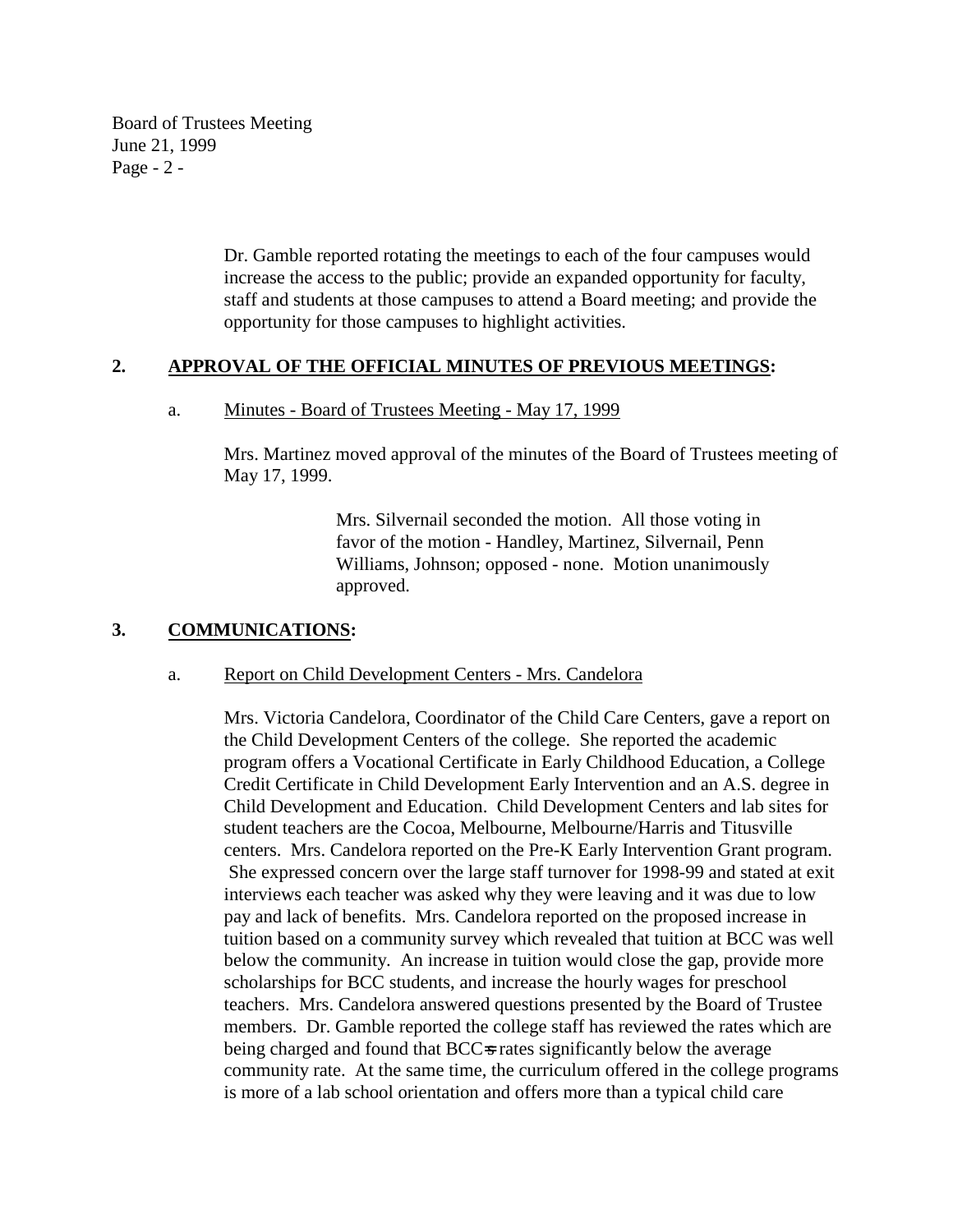Dr. Gamble reported rotating the meetings to each of the four campuses would increase the access to the public; provide an expanded opportunity for faculty, staff and students at those campuses to attend a Board meeting; and provide the opportunity for those campuses to highlight activities.

**2. APPROVAL OF THE OFFICIAL MINUTES OF PREVIOUS MEETINGS:**

a. Minutes - Board of Trustees Meeting - May 17, 1999

Mrs. Martinez moved approval of the minutes of the Board of Trustees meeting of May 17, 1999.

> Mrs. Silvernail seconded the motion. All those voting in favor of the motion - Handley, Martinez, Silvernail, Penn Williams, Johnson; opposed - none. Motion unanimously approved.

**3. COMMUNICATIONS:**

a. Report on Child Development Centers - Mrs. Candelora

Mrs. Victoria Candelora, Coordinator of the Child Care Centers, gave a report on the Child Development Centers of the college. She reported the academic program offers a Vocational Certificate in Early Childhood Education, a College Credit Certificate in Child Development Early Intervention and an A.S. degree in Child Development and Education. Child Development Centers and lab sites for student teachers are the Cocoa, Melbourne, Melbourne/Harris and Titusville centers. Mrs. Candelora reported on the Pre-K Early Intervention Grant program. She expressed concern over the large staff turnover for 1998-99 and stated at exit interviews each teacher was asked why they were leaving and it was due to low pay and lack of benefits. Mrs. Candelora reported on the proposed increase in tuition based on a community survey which revealed that tuition at BCC was well below the community. An increase in tuition would close the gap, provide more scholarships for BCC students, and increase the hourly wages for preschool teachers. Mrs. Candelora answered questions presented by the Board of Trustee members. Dr. Gamble reported the college staff has reviewed the rates which are being charged and found that BCC=s rates significantly below the average community rate. At the same time, the curriculum offered in the college programs is more of a lab school orientation and offers more than a typical child care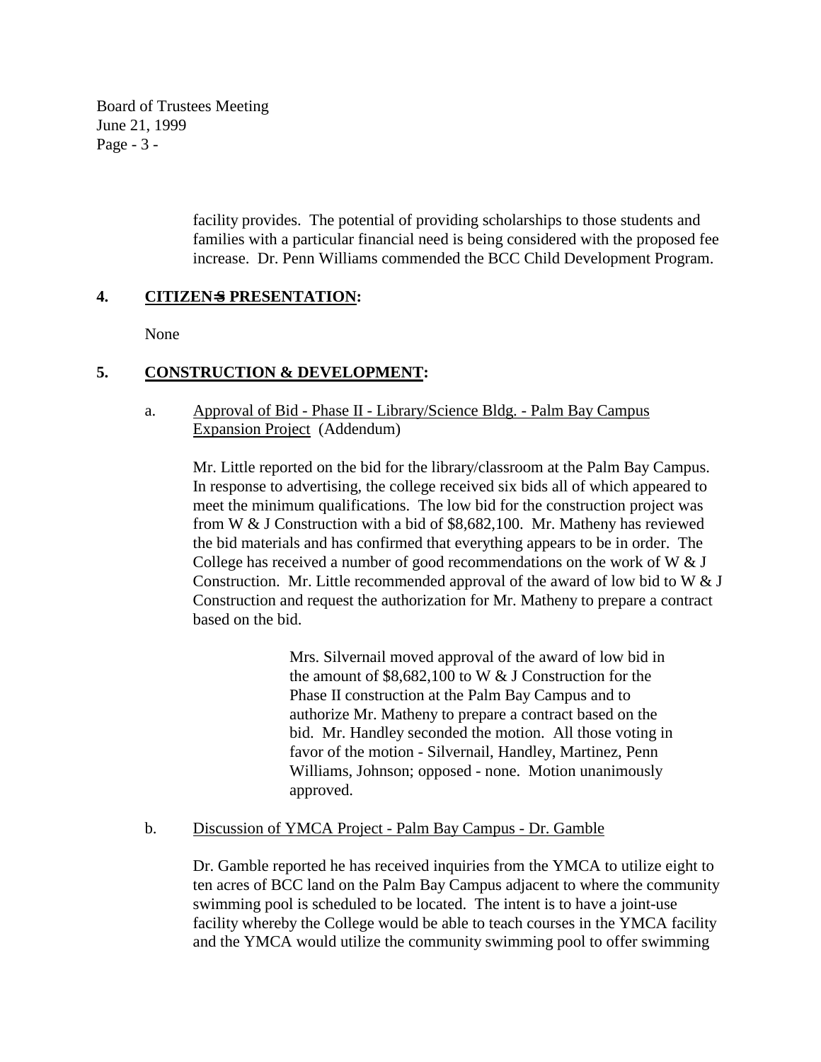facility provides. The potential of providing scholarships to those students and families with a particular financial need is being considered with the proposed fee increase. Dr. Penn Williams commended the BCC Child Development Program.

**4. CITIZENS PRESENTATION:**

None

**5. CONSTRUCTION & DEVELOPMENT:**

a. Approval of Bid - Phase II - Library/Science Bldg. - Palm Bay Campus Expansion Project (Addendum)

Mr. Little reported on the bid for the library/classroom at the Palm Bay Campus. In response to advertising, the college received six bids all of which appeared to meet the minimum qualifications. The low bid for the construction project was from W & J Construction with a bid of $8,682,100. Mr. Matheny has reviewed the bid materials and has confirmed that everything appears to be in order. The College has received a number of good recommendations on the work of W & J Construction. Mr. Little recommended approval of the award of low bid to W & J Construction and request the authorization for Mr. Matheny to prepare a contract based on the bid.

> Mrs. Silvernail moved approval of the award of low bid in the amount of $8,682,100 to W & J Construction for the Phase II construction at the Palm Bay Campus and to authorize Mr. Matheny to prepare a contract based on the bid. Mr. Handley seconded the motion. All those voting in favor of the motion - Silvernail, Handley, Martinez, Penn Williams, Johnson; opposed - none. Motion unanimously approved.

b. Discussion of YMCA Project - Palm Bay Campus - Dr. Gamble

Dr. Gamble reported he has received inquiries from the YMCA to utilize eight to ten acres of BCC land on the Palm Bay Campus adjacent to where the community swimming pool is scheduled to be located. The intent is to have a joint-use facility whereby the College would be able to teach courses in the YMCA facility and the YMCA would utilize the community swimming pool to offer swimming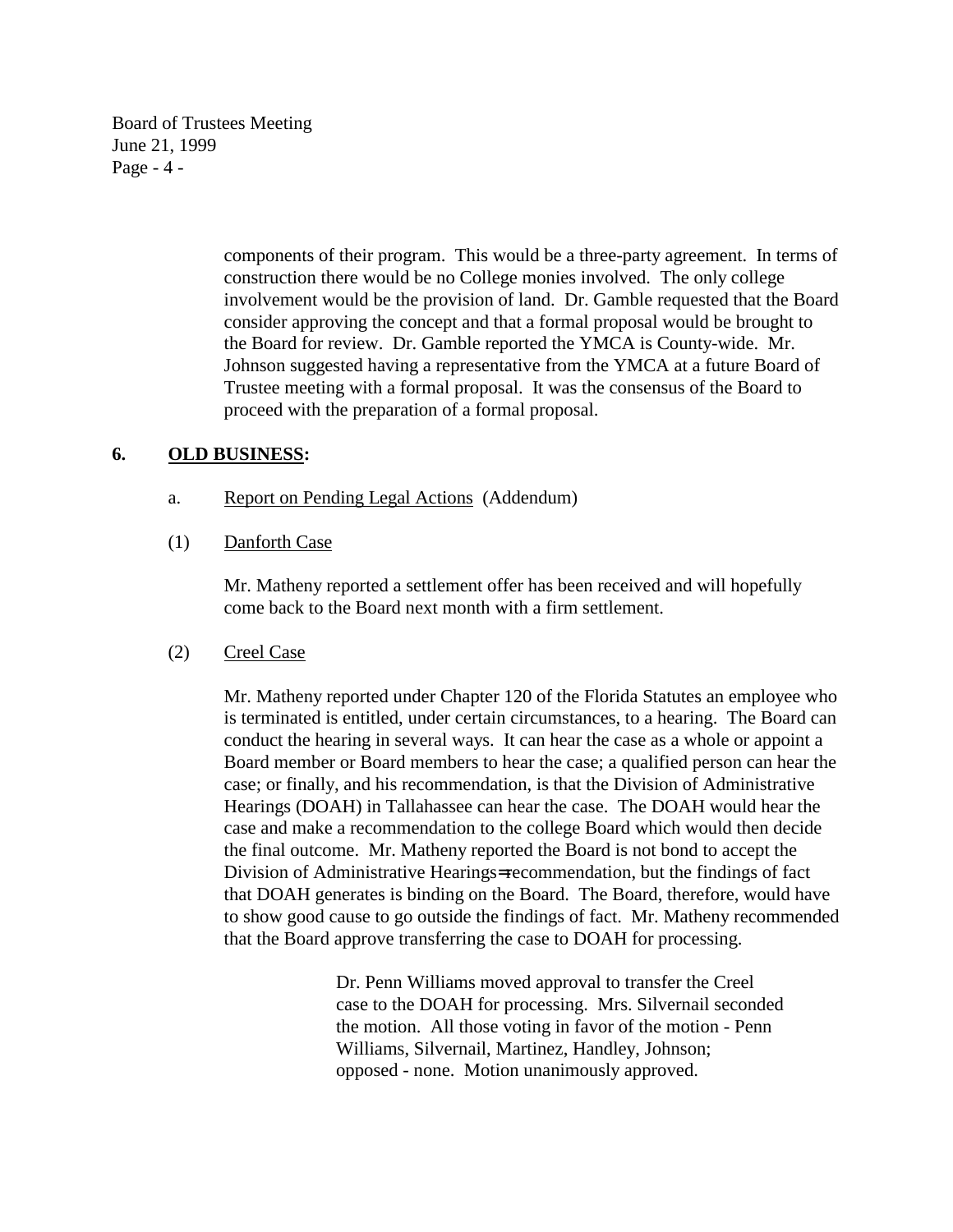components of their program. This would be a three-party agreement. In terms of construction there would be no College monies involved. The only college involvement would be the provision of land. Dr. Gamble requested that the Board consider approving the concept and that a formal proposal would be brought to the Board for review. Dr. Gamble reported the YMCA is County-wide. Mr. Johnson suggested having a representative from the YMCA at a future Board of Trustee meeting with a formal proposal. It was the consensus of the Board to proceed with the preparation of a formal proposal.

**6. OLD BUSINESS:**

a. Report on Pending Legal Actions (Addendum)

(1) Danforth Case

Mr. Matheny reported a settlement offer has been received and will hopefully come back to the Board next month with a firm settlement.

(2) Creel Case

Mr. Matheny reported under Chapter 120 of the Florida Statutes an employee who is terminated is entitled, under certain circumstances, to a hearing. The Board can conduct the hearing in several ways. It can hear the case as a whole or appoint a Board member or Board members to hear the case; a qualified person can hear the case; or finally, and his recommendation, is that the Division of Administrative Hearings (DOAH) in Tallahassee can hear the case. The DOAH would hear the case and make a recommendation to the college Board which would then decide the final outcome. Mr. Matheny reported the Board is not bond to accept the Division of Administrative Hearings=recommendation, but the findings of fact that DOAH generates is binding on the Board. The Board, therefore, would have to show good cause to go outside the findings of fact. Mr. Matheny recommended that the Board approve transferring the case to DOAH for processing.

> Dr. Penn Williams moved approval to transfer the Creel case to the DOAH for processing. Mrs. Silvernail seconded the motion. All those voting in favor of the motion - Penn Williams, Silvernail, Martinez, Handley, Johnson; opposed - none. Motion unanimously approved.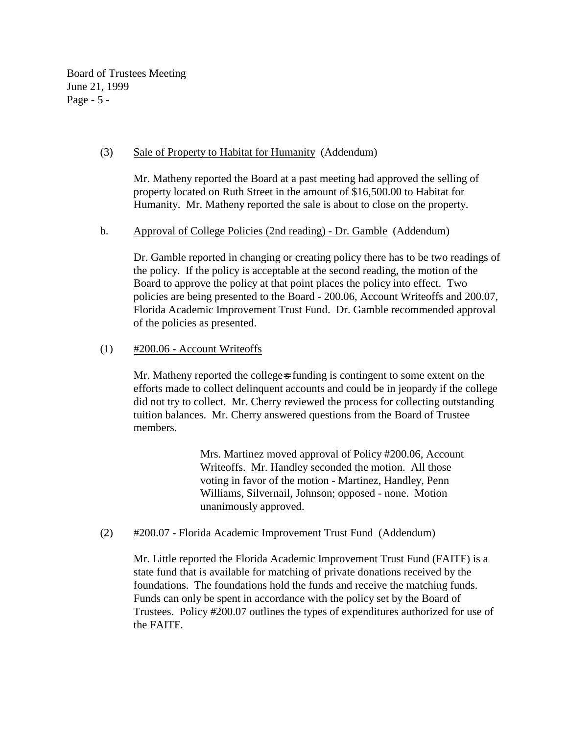(3) Sale of Property to Habitat for Humanity (Addendum)

Mr. Matheny reported the Board at a past meeting had approved the selling of property located on Ruth Street in the amount of $16,500.00 to Habitat for Humanity. Mr. Matheny reported the sale is about to close on the property.

b. Approval of College Policies (2nd reading) - Dr. Gamble (Addendum)

Dr. Gamble reported in changing or creating policy there has to be two readings of the policy. If the policy is acceptable at the second reading, the motion of the Board to approve the policy at that point places the policy into effect. Two policies are being presented to the Board - 200.06, Account Writeoffs and 200.07, Florida Academic Improvement Trust Fund. Dr. Gamble recommended approval of the policies as presented.

(1) #200.06 - Account Writeoffs

Mr. Matheny reported the college=s funding is contingent to some extent on the efforts made to collect delinquent accounts and could be in jeopardy if the college did not try to collect. Mr. Cherry reviewed the process for collecting outstanding tuition balances. Mr. Cherry answered questions from the Board of Trustee members.

> Mrs. Martinez moved approval of Policy #200.06, Account Writeoffs. Mr. Handley seconded the motion. All those voting in favor of the motion - Martinez, Handley, Penn Williams, Silvernail, Johnson; opposed - none. Motion unanimously approved.

(2) #200.07 - Florida Academic Improvement Trust Fund (Addendum)

Mr. Little reported the Florida Academic Improvement Trust Fund (FAITF) is a state fund that is available for matching of private donations received by the foundations. The foundations hold the funds and receive the matching funds. Funds can only be spent in accordance with the policy set by the Board of Trustees. Policy #200.07 outlines the types of expenditures authorized for use of the FAITF.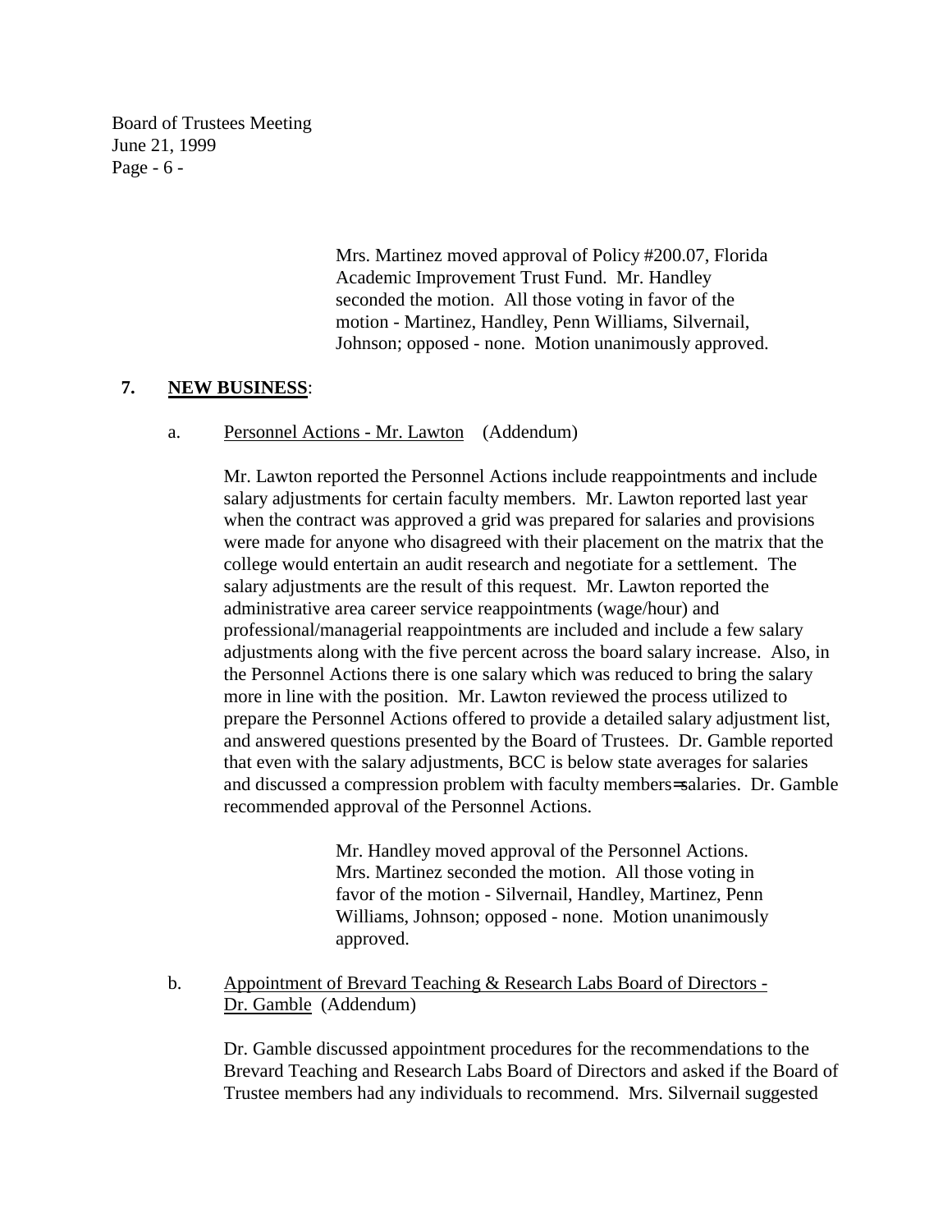Mrs. Martinez moved approval of Policy #200.07, Florida Academic Improvement Trust Fund. Mr. Handley seconded the motion. All those voting in favor of the motion - Martinez, Handley, Penn Williams, Silvernail, Johnson; opposed - none. Motion unanimously approved.

**7. NEW BUSINESS**:

a. Personnel Actions - Mr. Lawton (Addendum)

Mr. Lawton reported the Personnel Actions include reappointments and include salary adjustments for certain faculty members. Mr. Lawton reported last year when the contract was approved a grid was prepared for salaries and provisions were made for anyone who disagreed with their placement on the matrix that the college would entertain an audit research and negotiate for a settlement. The salary adjustments are the result of this request. Mr. Lawton reported the administrative area career service reappointments (wage/hour) and professional/managerial reappointments are included and include a few salary adjustments along with the five percent across the board salary increase. Also, in the Personnel Actions there is one salary which was reduced to bring the salary more in line with the position. Mr. Lawton reviewed the process utilized to prepare the Personnel Actions offered to provide a detailed salary adjustment list, and answered questions presented by the Board of Trustees. Dr. Gamble reported that even with the salary adjustments, BCC is below state averages for salaries and discussed a compression problem with faculty members=salaries. Dr. Gamble recommended approval of the Personnel Actions.

Mr. Handley moved approval of the Personnel Actions. Mrs. Martinez seconded the motion. All those voting in favor of the motion - Silvernail, Handley, Martinez, Penn Williams, Johnson; opposed - none. Motion unanimously approved.

b. Appointment of Brevard Teaching & Research Labs Board of Directors - Dr. Gamble (Addendum)

Dr. Gamble discussed appointment procedures for the recommendations to the Brevard Teaching and Research Labs Board of Directors and asked if the Board of Trustee members had any individuals to recommend. Mrs. Silvernail suggested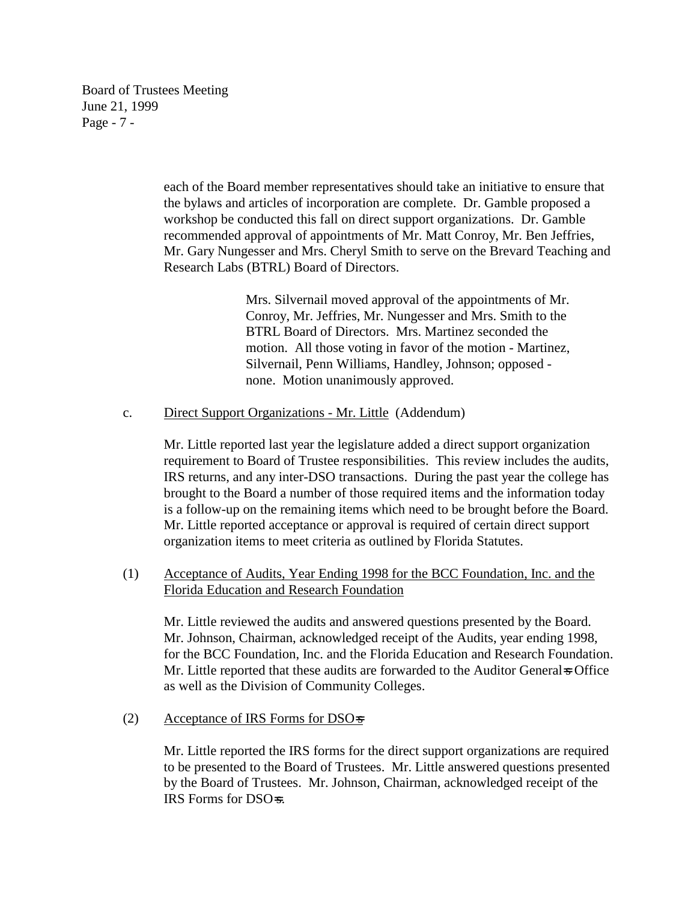each of the Board member representatives should take an initiative to ensure that the bylaws and articles of incorporation are complete. Dr. Gamble proposed a workshop be conducted this fall on direct support organizations. Dr. Gamble recommended approval of appointments of Mr. Matt Conroy, Mr. Ben Jeffries, Mr. Gary Nungesser and Mrs. Cheryl Smith to serve on the Brevard Teaching and Research Labs (BTRL) Board of Directors.

> Mrs. Silvernail moved approval of the appointments of Mr. Conroy, Mr. Jeffries, Mr. Nungesser and Mrs. Smith to the BTRL Board of Directors. Mrs. Martinez seconded the motion. All those voting in favor of the motion - Martinez, Silvernail, Penn Williams, Handley, Johnson; opposed - none. Motion unanimously approved.

c. <u>Direct Support Organizations - Mr. Little</u> (Addendum)

Mr. Little reported last year the legislature added a direct support organization requirement to Board of Trustee responsibilities. This review includes the audits, IRS returns, and any inter-DSO transactions. During the past year the college has brought to the Board a number of those required items and the information today is a follow-up on the remaining items which need to be brought before the Board. Mr. Little reported acceptance or approval is required of certain direct support organization items to meet criteria as outlined by Florida Statutes.

(1) <u>Acceptance of Audits, Year Ending 1998 for the BCC Foundation, Inc. and the Florida Education and Research Foundation</u>

Mr. Little reviewed the audits and answered questions presented by the Board. Mr. Johnson, Chairman, acknowledged receipt of the Audits, year ending 1998, for the BCC Foundation, Inc. and the Florida Education and Research Foundation. Mr. Little reported that these audits are forwarded to the Auditor General's Office as well as the Division of Community Colleges.

(2) <u>Acceptance of IRS Forms for DSO's</u>

Mr. Little reported the IRS forms for the direct support organizations are required to be presented to the Board of Trustees. Mr. Little answered questions presented by the Board of Trustees. Mr. Johnson, Chairman, acknowledged receipt of the IRS Forms for DSO's.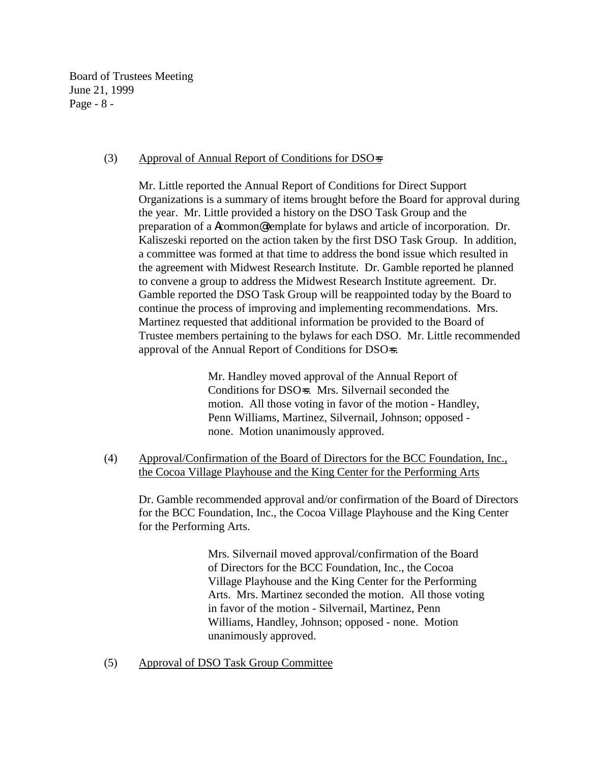(3) Approval of Annual Report of Conditions for DSO=s

Mr. Little reported the Annual Report of Conditions for Direct Support Organizations is a summary of items brought before the Board for approval during the year. Mr. Little provided a history on the DSO Task Group and the preparation of a Acommon@ template for bylaws and article of incorporation. Dr. Kaliszeski reported on the action taken by the first DSO Task Group. In addition, a committee was formed at that time to address the bond issue which resulted in the agreement with Midwest Research Institute. Dr. Gamble reported he planned to convene a group to address the Midwest Research Institute agreement. Dr. Gamble reported the DSO Task Group will be reappointed today by the Board to continue the process of improving and implementing recommendations. Mrs. Martinez requested that additional information be provided to the Board of Trustee members pertaining to the bylaws for each DSO. Mr. Little recommended approval of the Annual Report of Conditions for DSO=s.

> Mr. Handley moved approval of the Annual Report of Conditions for DSO=s. Mrs. Silvernail seconded the motion. All those voting in favor of the motion - Handley, Penn Williams, Martinez, Silvernail, Johnson; opposed - none. Motion unanimously approved.

(4) Approval/Confirmation of the Board of Directors for the BCC Foundation, Inc., the Cocoa Village Playhouse and the King Center for the Performing Arts

Dr. Gamble recommended approval and/or confirmation of the Board of Directors for the BCC Foundation, Inc., the Cocoa Village Playhouse and the King Center for the Performing Arts.

> Mrs. Silvernail moved approval/confirmation of the Board of Directors for the BCC Foundation, Inc., the Cocoa Village Playhouse and the King Center for the Performing Arts. Mrs. Martinez seconded the motion. All those voting in favor of the motion - Silvernail, Martinez, Penn Williams, Handley, Johnson; opposed - none. Motion unanimously approved.

(5) Approval of DSO Task Group Committee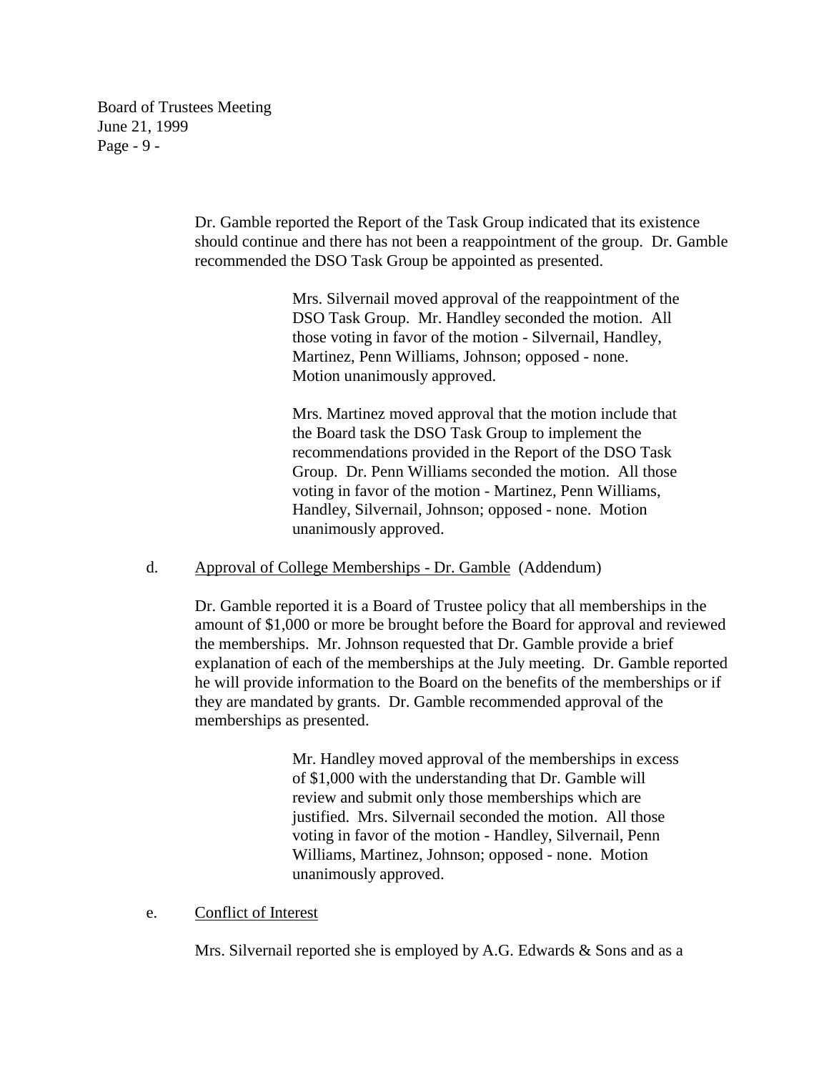Dr. Gamble reported the Report of the Task Group indicated that its existence should continue and there has not been a reappointment of the group. Dr. Gamble recommended the DSO Task Group be appointed as presented.

> Mrs. Silvernail moved approval of the reappointment of the DSO Task Group. Mr. Handley seconded the motion. All those voting in favor of the motion - Silvernail, Handley, Martinez, Penn Williams, Johnson; opposed - none. Motion unanimously approved.
>
> Mrs. Martinez moved approval that the motion include that the Board task the DSO Task Group to implement the recommendations provided in the Report of the DSO Task Group. Dr. Penn Williams seconded the motion. All those voting in favor of the motion - Martinez, Penn Williams, Handley, Silvernail, Johnson; opposed - none. Motion unanimously approved.

d. Approval of College Memberships - Dr. Gamble (Addendum)

Dr. Gamble reported it is a Board of Trustee policy that all memberships in the amount of $1,000 or more be brought before the Board for approval and reviewed the memberships. Mr. Johnson requested that Dr. Gamble provide a brief explanation of each of the memberships at the July meeting. Dr. Gamble reported he will provide information to the Board on the benefits of the memberships or if they are mandated by grants. Dr. Gamble recommended approval of the memberships as presented.

> Mr. Handley moved approval of the memberships in excess of $1,000 with the understanding that Dr. Gamble will review and submit only those memberships which are justified. Mrs. Silvernail seconded the motion. All those voting in favor of the motion - Handley, Silvernail, Penn Williams, Martinez, Johnson; opposed - none. Motion unanimously approved.

e. Conflict of Interest

Mrs. Silvernail reported she is employed by A.G. Edwards & Sons and as a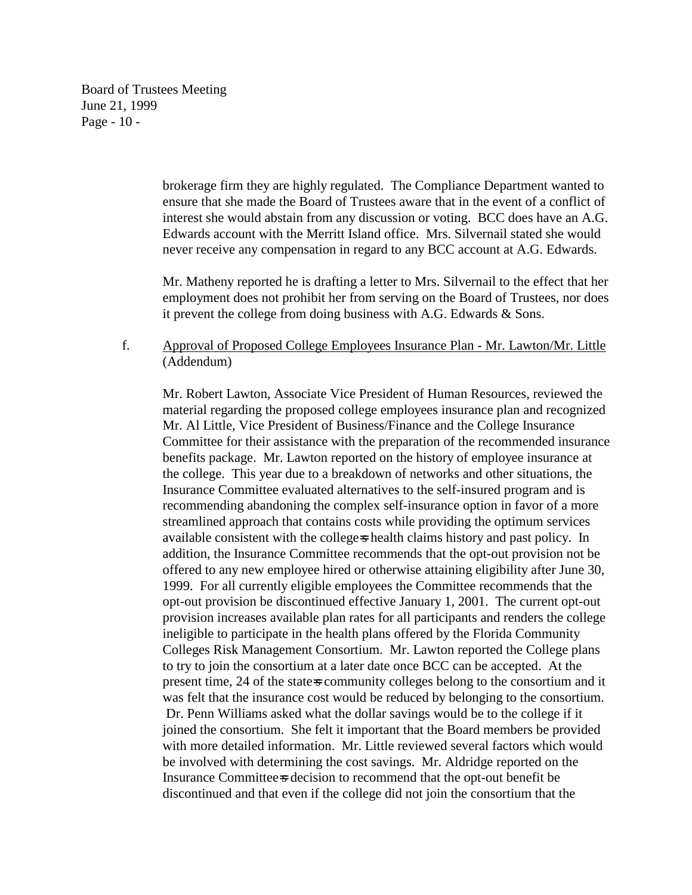brokerage firm they are highly regulated. The Compliance Department wanted to ensure that she made the Board of Trustees aware that in the event of a conflict of interest she would abstain from any discussion or voting. BCC does have an A.G. Edwards account with the Merritt Island office. Mrs. Silvernail stated she would never receive any compensation in regard to any BCC account at A.G. Edwards.

Mr. Matheny reported he is drafting a letter to Mrs. Silvernail to the effect that her employment does not prohibit her from serving on the Board of Trustees, nor does it prevent the college from doing business with A.G. Edwards & Sons.

f. Approval of Proposed College Employees Insurance Plan - Mr. Lawton/Mr. Little (Addendum)

Mr. Robert Lawton, Associate Vice President of Human Resources, reviewed the material regarding the proposed college employees insurance plan and recognized Mr. Al Little, Vice President of Business/Finance and the College Insurance Committee for their assistance with the preparation of the recommended insurance benefits package. Mr. Lawton reported on the history of employee insurance at the college. This year due to a breakdown of networks and other situations, the Insurance Committee evaluated alternatives to the self-insured program and is recommending abandoning the complex self-insurance option in favor of a more streamlined approach that contains costs while providing the optimum services available consistent with the college=s health claims history and past policy. In addition, the Insurance Committee recommends that the opt-out provision not be offered to any new employee hired or otherwise attaining eligibility after June 30, 1999. For all currently eligible employees the Committee recommends that the opt-out provision be discontinued effective January 1, 2001. The current opt-out provision increases available plan rates for all participants and renders the college ineligible to participate in the health plans offered by the Florida Community Colleges Risk Management Consortium. Mr. Lawton reported the College plans to try to join the consortium at a later date once BCC can be accepted. At the present time, 24 of the state=s community colleges belong to the consortium and it was felt that the insurance cost would be reduced by belonging to the consortium. Dr. Penn Williams asked what the dollar savings would be to the college if it joined the consortium. She felt it important that the Board members be provided with more detailed information. Mr. Little reviewed several factors which would be involved with determining the cost savings. Mr. Aldridge reported on the Insurance Committee=s decision to recommend that the opt-out benefit be discontinued and that even if the college did not join the consortium that the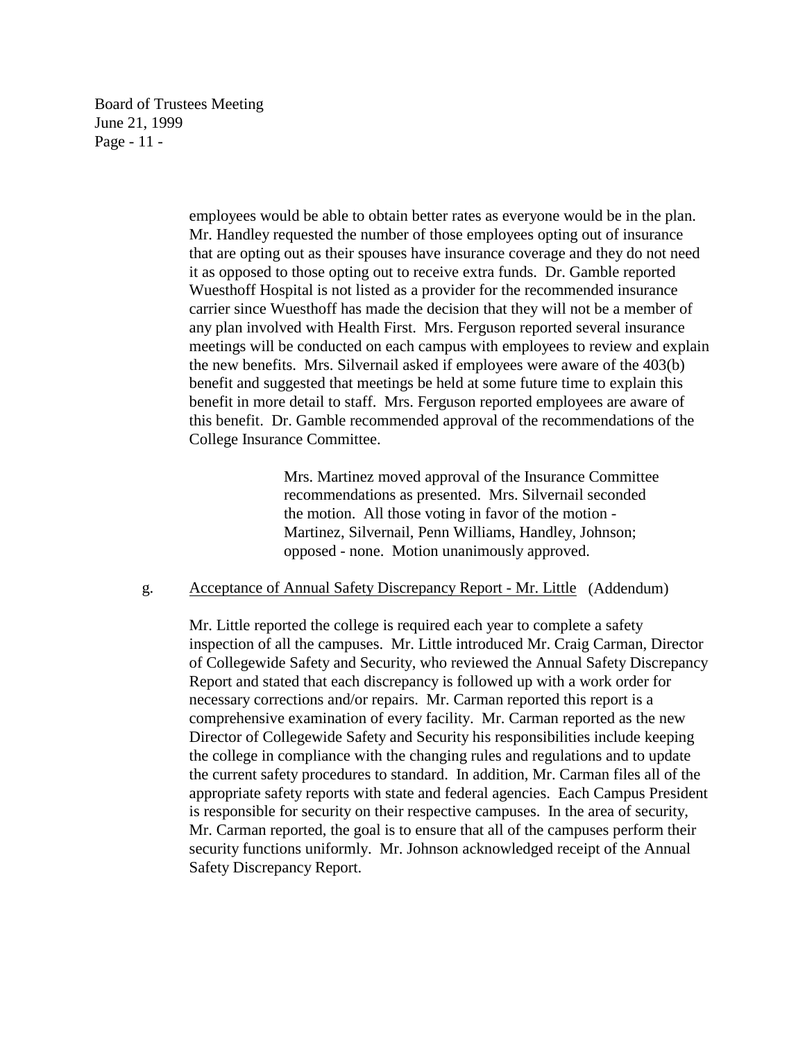employees would be able to obtain better rates as everyone would be in the plan. Mr. Handley requested the number of those employees opting out of insurance that are opting out as their spouses have insurance coverage and they do not need it as opposed to those opting out to receive extra funds. Dr. Gamble reported Wuesthoff Hospital is not listed as a provider for the recommended insurance carrier since Wuesthoff has made the decision that they will not be a member of any plan involved with Health First. Mrs. Ferguson reported several insurance meetings will be conducted on each campus with employees to review and explain the new benefits. Mrs. Silvernail asked if employees were aware of the 403(b) benefit and suggested that meetings be held at some future time to explain this benefit in more detail to staff. Mrs. Ferguson reported employees are aware of this benefit. Dr. Gamble recommended approval of the recommendations of the College Insurance Committee.

> Mrs. Martinez moved approval of the Insurance Committee recommendations as presented. Mrs. Silvernail seconded the motion. All those voting in favor of the motion - Martinez, Silvernail, Penn Williams, Handley, Johnson; opposed - none. Motion unanimously approved.

g. Acceptance of Annual Safety Discrepancy Report - Mr. Little (Addendum)

Mr. Little reported the college is required each year to complete a safety inspection of all the campuses. Mr. Little introduced Mr. Craig Carman, Director of Collegewide Safety and Security, who reviewed the Annual Safety Discrepancy Report and stated that each discrepancy is followed up with a work order for necessary corrections and/or repairs. Mr. Carman reported this report is a comprehensive examination of every facility. Mr. Carman reported as the new Director of Collegewide Safety and Security his responsibilities include keeping the college in compliance with the changing rules and regulations and to update the current safety procedures to standard. In addition, Mr. Carman files all of the appropriate safety reports with state and federal agencies. Each Campus President is responsible for security on their respective campuses. In the area of security, Mr. Carman reported, the goal is to ensure that all of the campuses perform their security functions uniformly. Mr. Johnson acknowledged receipt of the Annual Safety Discrepancy Report.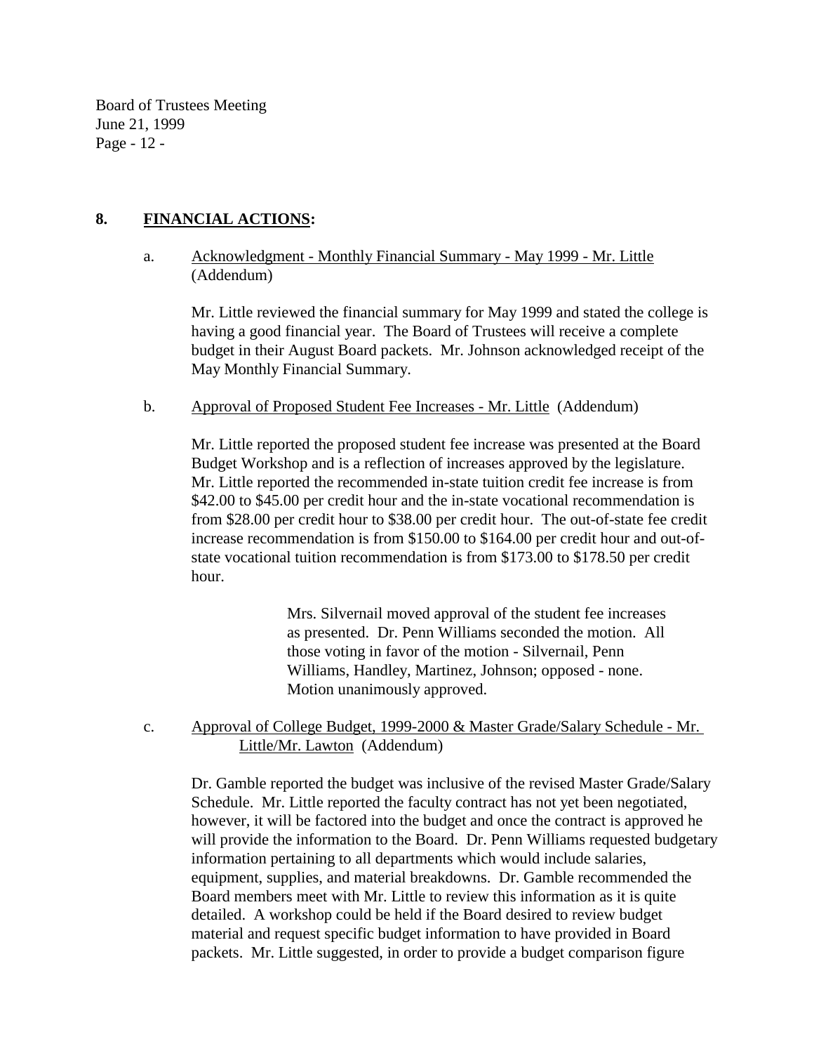## 8. FINANCIAL ACTIONS:

a. Acknowledgment - Monthly Financial Summary - May 1999 - Mr. Little (Addendum)

Mr. Little reviewed the financial summary for May 1999 and stated the college is having a good financial year. The Board of Trustees will receive a complete budget in their August Board packets. Mr. Johnson acknowledged receipt of the May Monthly Financial Summary.

b. Approval of Proposed Student Fee Increases - Mr. Little (Addendum)

Mr. Little reported the proposed student fee increase was presented at the Board Budget Workshop and is a reflection of increases approved by the legislature. Mr. Little reported the recommended in-state tuition credit fee increase is from $42.00 to $45.00 per credit hour and the in-state vocational recommendation is from $28.00 per credit hour to $38.00 per credit hour. The out-of-state fee credit increase recommendation is from $150.00 to $164.00 per credit hour and out-of-state vocational tuition recommendation is from $173.00 to $178.50 per credit hour.

> Mrs. Silvernail moved approval of the student fee increases as presented. Dr. Penn Williams seconded the motion. All those voting in favor of the motion - Silvernail, Penn Williams, Handley, Martinez, Johnson; opposed - none. Motion unanimously approved.

c. Approval of College Budget, 1999-2000 & Master Grade/Salary Schedule - Mr. Little/Mr. Lawton (Addendum)

Dr. Gamble reported the budget was inclusive of the revised Master Grade/Salary Schedule. Mr. Little reported the faculty contract has not yet been negotiated, however, it will be factored into the budget and once the contract is approved he will provide the information to the Board. Dr. Penn Williams requested budgetary information pertaining to all departments which would include salaries, equipment, supplies, and material breakdowns. Dr. Gamble recommended the Board members meet with Mr. Little to review this information as it is quite detailed. A workshop could be held if the Board desired to review budget material and request specific budget information to have provided in Board packets. Mr. Little suggested, in order to provide a budget comparison figure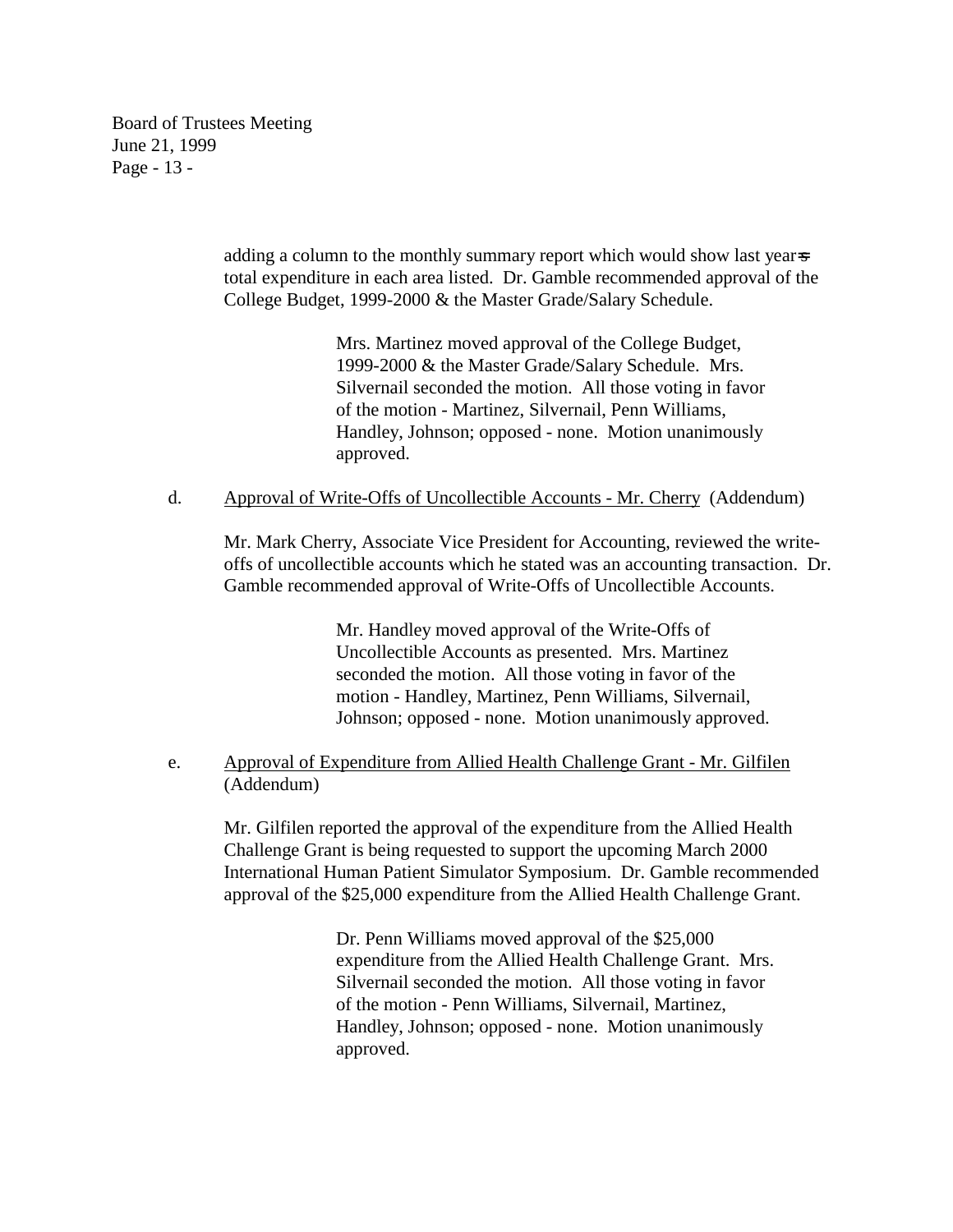adding a column to the monthly summary report which would show last year=s total expenditure in each area listed. Dr. Gamble recommended approval of the College Budget, 1999-2000 & the Master Grade/Salary Schedule.

> Mrs. Martinez moved approval of the College Budget, 1999-2000 & the Master Grade/Salary Schedule. Mrs. Silvernail seconded the motion. All those voting in favor of the motion - Martinez, Silvernail, Penn Williams, Handley, Johnson; opposed - none. Motion unanimously approved.

d. Approval of Write-Offs of Uncollectible Accounts - Mr. Cherry (Addendum)

Mr. Mark Cherry, Associate Vice President for Accounting, reviewed the write-offs of uncollectible accounts which he stated was an accounting transaction. Dr. Gamble recommended approval of Write-Offs of Uncollectible Accounts.

> Mr. Handley moved approval of the Write-Offs of Uncollectible Accounts as presented. Mrs. Martinez seconded the motion. All those voting in favor of the motion - Handley, Martinez, Penn Williams, Silvernail, Johnson; opposed - none. Motion unanimously approved.

e. Approval of Expenditure from Allied Health Challenge Grant - Mr. Gilfilen (Addendum)

Mr. Gilfilen reported the approval of the expenditure from the Allied Health Challenge Grant is being requested to support the upcoming March 2000 International Human Patient Simulator Symposium. Dr. Gamble recommended approval of the $25,000 expenditure from the Allied Health Challenge Grant.

> Dr. Penn Williams moved approval of the $25,000 expenditure from the Allied Health Challenge Grant. Mrs. Silvernail seconded the motion. All those voting in favor of the motion - Penn Williams, Silvernail, Martinez, Handley, Johnson; opposed - none. Motion unanimously approved.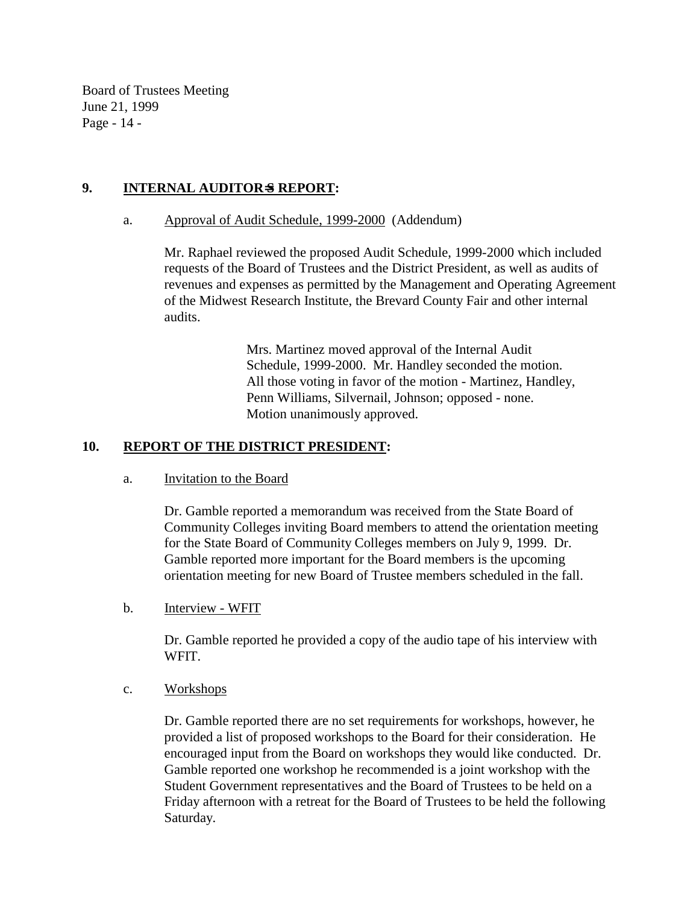## 9. INTERNAL AUDITOR=S REPORT:

a. Approval of Audit Schedule, 1999-2000 (Addendum)

Mr. Raphael reviewed the proposed Audit Schedule, 1999-2000 which included requests of the Board of Trustees and the District President, as well as audits of revenues and expenses as permitted by the Management and Operating Agreement of the Midwest Research Institute, the Brevard County Fair and other internal audits.

> Mrs. Martinez moved approval of the Internal Audit Schedule, 1999-2000. Mr. Handley seconded the motion. All those voting in favor of the motion - Martinez, Handley, Penn Williams, Silvernail, Johnson; opposed - none. Motion unanimously approved.

## 10. REPORT OF THE DISTRICT PRESIDENT:

a. Invitation to the Board

Dr. Gamble reported a memorandum was received from the State Board of Community Colleges inviting Board members to attend the orientation meeting for the State Board of Community Colleges members on July 9, 1999. Dr. Gamble reported more important for the Board members is the upcoming orientation meeting for new Board of Trustee members scheduled in the fall.

b. Interview - WFIT

Dr. Gamble reported he provided a copy of the audio tape of his interview with WFIT.

c. Workshops

Dr. Gamble reported there are no set requirements for workshops, however, he provided a list of proposed workshops to the Board for their consideration. He encouraged input from the Board on workshops they would like conducted. Dr. Gamble reported one workshop he recommended is a joint workshop with the Student Government representatives and the Board of Trustees to be held on a Friday afternoon with a retreat for the Board of Trustees to be held the following Saturday.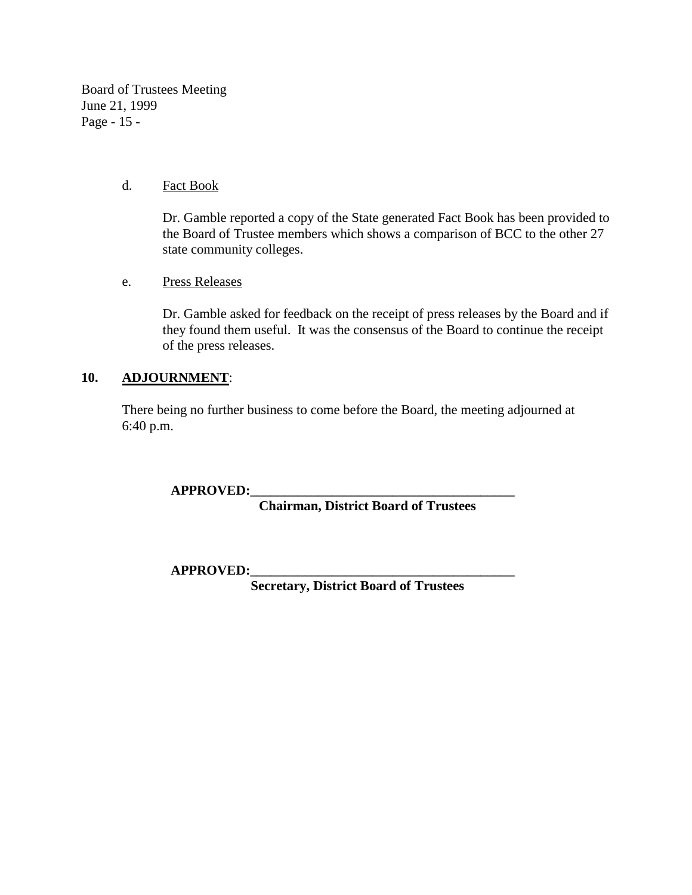d. Fact Book

Dr. Gamble reported a copy of the State generated Fact Book has been provided to the Board of Trustee members which shows a comparison of BCC to the other 27 state community colleges.

e. Press Releases

Dr. Gamble asked for feedback on the receipt of press releases by the Board and if they found them useful. It was the consensus of the Board to continue the receipt of the press releases.

**10. ADJOURNMENT**:

There being no further business to come before the Board, the meeting adjourned at 6:40 p.m.

**APPROVED:\_\_\_\_\_\_\_\_\_\_\_\_\_\_\_\_\_\_\_\_\_\_\_\_\_\_\_\_\_\_\_\_\_\_\_\_\_\_\_**
**Chairman, District Board of Trustees**

**APPROVED:\_\_\_\_\_\_\_\_\_\_\_\_\_\_\_\_\_\_\_\_\_\_\_\_\_\_\_\_\_\_\_\_\_\_\_\_\_\_\_**
**Secretary, District Board of Trustees**